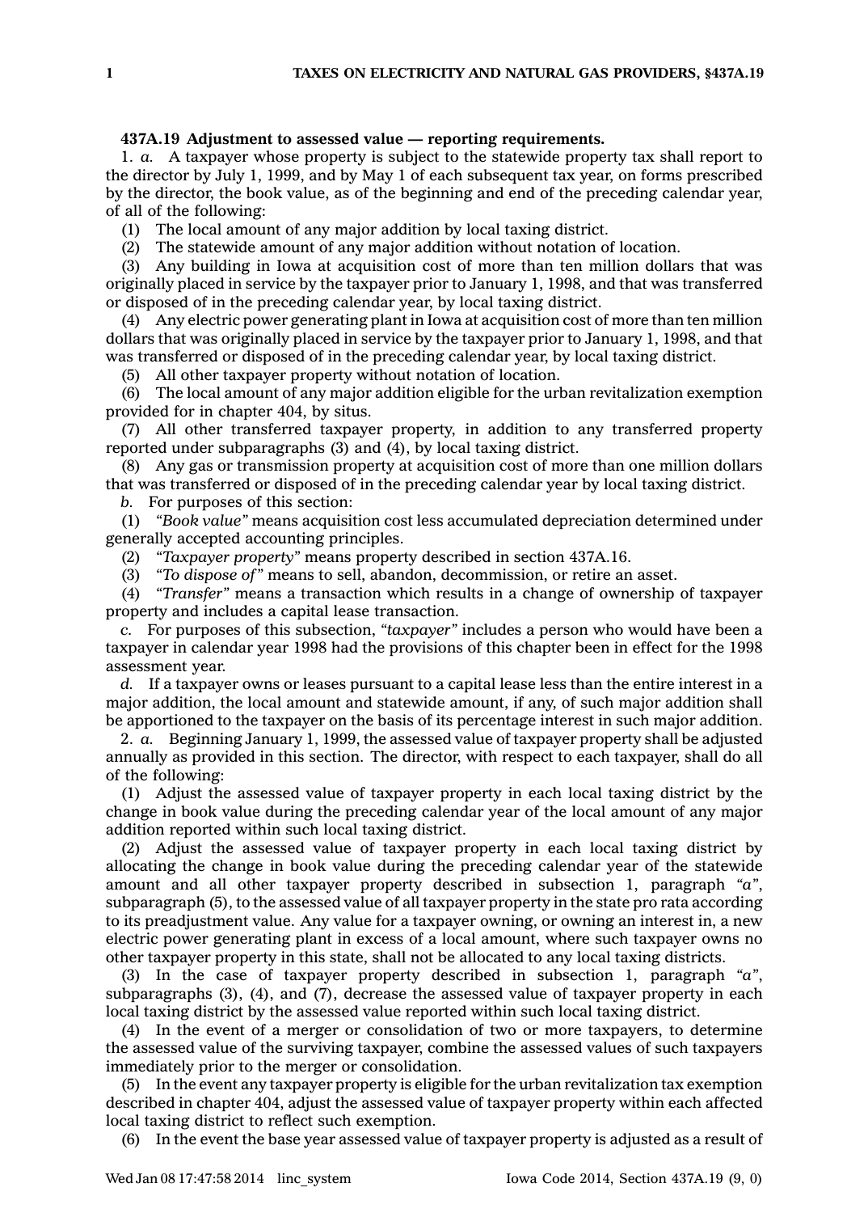**437A.19 Adjustment to assessed value — reporting requirements.**

1. *a.* A taxpayer whose property is subject to the statewide property tax shall report to the director by July 1, 1999, and by May 1 of each subsequent tax year, on forms prescribed by the director, the book value, as of the beginning and end of the preceding calendar year, of all of the following:

(1) The local amount of any major addition by local taxing district.

(2) The statewide amount of any major addition without notation of location.

(3) Any building in Iowa at acquisition cost of more than ten million dollars that was originally placed in service by the taxpayer prior to January 1, 1998, and that was transferred or disposed of in the preceding calendar year, by local taxing district.

(4) Any electric power generating plant in Iowa at acquisition cost of more than ten million dollars that was originally placed in service by the taxpayer prior to January 1, 1998, and that was transferred or disposed of in the preceding calendar year, by local taxing district.

(5) All other taxpayer property without notation of location.

(6) The local amount of any major addition eligible for the urban revitalization exemption provided for in chapter 404, by situs.

(7) All other transferred taxpayer property, in addition to any transferred property reported under subparagraphs (3) and (4), by local taxing district.

(8) Any gas or transmission property at acquisition cost of more than one million dollars that was transferred or disposed of in the preceding calendar year by local taxing district.

*b.* For purposes of this section:

(1) *"Book value"* means acquisition cost less accumulated depreciation determined under generally accepted accounting principles.

(2) *"Taxpayer property"* means property described in section 437A.16.

(3) *"To dispose of"* means to sell, abandon, decommission, or retire an asset.

(4) *"Transfer"* means a transaction which results in a change of ownership of taxpayer property and includes a capital lease transaction.

*c.* For purposes of this subsection, *"taxpayer"* includes a person who would have been a taxpayer in calendar year 1998 had the provisions of this chapter been in effect for the 1998 assessment year.

*d.* If a taxpayer owns or leases pursuant to a capital lease less than the entire interest in a major addition, the local amount and statewide amount, if any, of such major addition shall be apportioned to the taxpayer on the basis of its percentage interest in such major addition.

2. *a.* Beginning January 1, 1999, the assessed value of taxpayer property shall be adjusted annually as provided in this section. The director, with respect to each taxpayer, shall do all of the following:

(1) Adjust the assessed value of taxpayer property in each local taxing district by the change in book value during the preceding calendar year of the local amount of any major addition reported within such local taxing district.

(2) Adjust the assessed value of taxpayer property in each local taxing district by allocating the change in book value during the preceding calendar year of the statewide amount and all other taxpayer property described in subsection 1, paragraph *"a"*, subparagraph (5), to the assessed value of all taxpayer property in the state pro rata according to its preadjustment value. Any value for a taxpayer owning, or owning an interest in, a new electric power generating plant in excess of a local amount, where such taxpayer owns no other taxpayer property in this state, shall not be allocated to any local taxing districts.

(3) In the case of taxpayer property described in subsection 1, paragraph *"a"*, subparagraphs (3), (4), and (7), decrease the assessed value of taxpayer property in each local taxing district by the assessed value reported within such local taxing district.

(4) In the event of a merger or consolidation of two or more taxpayers, to determine the assessed value of the surviving taxpayer, combine the assessed values of such taxpayers immediately prior to the merger or consolidation.

(5) In the event any taxpayer property is eligible for the urban revitalization tax exemption described in chapter 404, adjust the assessed value of taxpayer property within each affected local taxing district to reflect such exemption.

(6) In the event the base year assessed value of taxpayer property is adjusted as a result of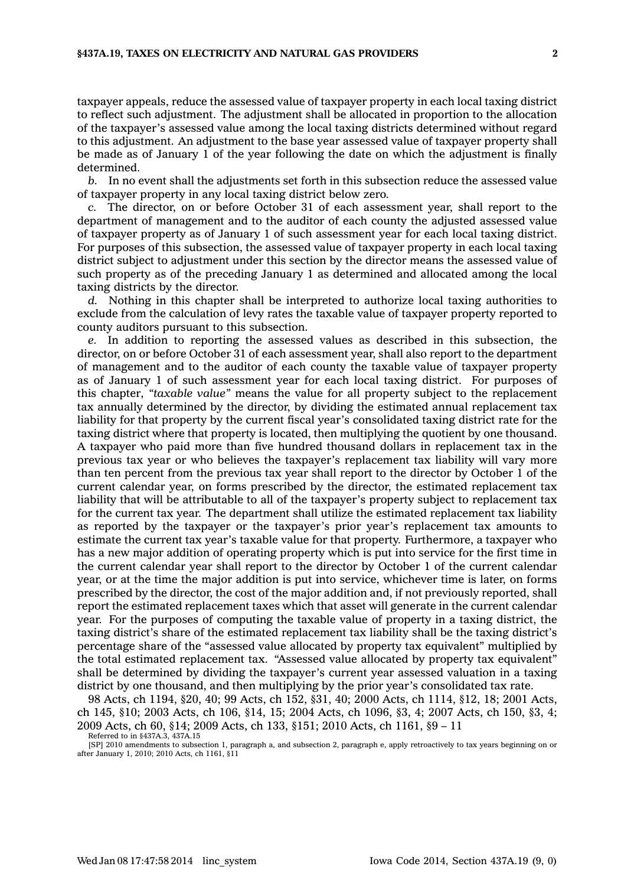taxpayer appeals, reduce the assessed value of taxpayer property in each local taxing district to reflect such adjustment. The adjustment shall be allocated in proportion to the allocation of the taxpayer's assessed value among the local taxing districts determined without regard to this adjustment. An adjustment to the base year assessed value of taxpayer property shall be made as of January 1 of the year following the date on which the adjustment is finally determined.

*b.* In no event shall the adjustments set forth in this subsection reduce the assessed value of taxpayer property in any local taxing district below zero.

*c.* The director, on or before October 31 of each assessment year, shall report to the department of management and to the auditor of each county the adjusted assessed value of taxpayer property as of January 1 of such assessment year for each local taxing district. For purposes of this subsection, the assessed value of taxpayer property in each local taxing district subject to adjustment under this section by the director means the assessed value of such property as of the preceding January 1 as determined and allocated among the local taxing districts by the director.

*d.* Nothing in this chapter shall be interpreted to authorize local taxing authorities to exclude from the calculation of levy rates the taxable value of taxpayer property reported to county auditors pursuant to this subsection.

*e.* In addition to reporting the assessed values as described in this subsection, the director, on or before October 31 of each assessment year, shall also report to the department of management and to the auditor of each county the taxable value of taxpayer property as of January 1 of such assessment year for each local taxing district. For purposes of this chapter, *"taxable value"* means the value for all property subject to the replacement tax annually determined by the director, by dividing the estimated annual replacement tax liability for that property by the current fiscal year's consolidated taxing district rate for the taxing district where that property is located, then multiplying the quotient by one thousand. A taxpayer who paid more than five hundred thousand dollars in replacement tax in the previous tax year or who believes the taxpayer's replacement tax liability will vary more than ten percent from the previous tax year shall report to the director by October 1 of the current calendar year, on forms prescribed by the director, the estimated replacement tax liability that will be attributable to all of the taxpayer's property subject to replacement tax for the current tax year. The department shall utilize the estimated replacement tax liability as reported by the taxpayer or the taxpayer's prior year's replacement tax amounts to estimate the current tax year's taxable value for that property. Furthermore, a taxpayer who has a new major addition of operating property which is put into service for the first time in the current calendar year shall report to the director by October 1 of the current calendar year, or at the time the major addition is put into service, whichever time is later, on forms prescribed by the director, the cost of the major addition and, if not previously reported, shall report the estimated replacement taxes which that asset will generate in the current calendar year. For the purposes of computing the taxable value of property in a taxing district, the taxing district's share of the estimated replacement tax liability shall be the taxing district's percentage share of the "assessed value allocated by property tax equivalent" multiplied by the total estimated replacement tax. "Assessed value allocated by property tax equivalent" shall be determined by dividing the taxpayer's current year assessed valuation in a taxing district by one thousand, and then multiplying by the prior year's consolidated tax rate.

98 Acts, ch 1194, §20, 40; 99 Acts, ch 152, §31, 40; 2000 Acts, ch 1114, §12, 18; 2001 Acts, ch 145, §10; 2003 Acts, ch 106, §14, 15; 2004 Acts, ch 1096, §3, 4; 2007 Acts, ch 150, §3, 4; 2009 Acts, ch 60, §14; 2009 Acts, ch 133, §151; 2010 Acts, ch 1161, §9 – 11

Referred to in §437A.3, 437A.15

[SP] 2010 amendments to subsection 1, paragraph a, and subsection 2, paragraph e, apply retroactively to tax years beginning on or after January 1, 2010; 2010 Acts, ch 1161, §11